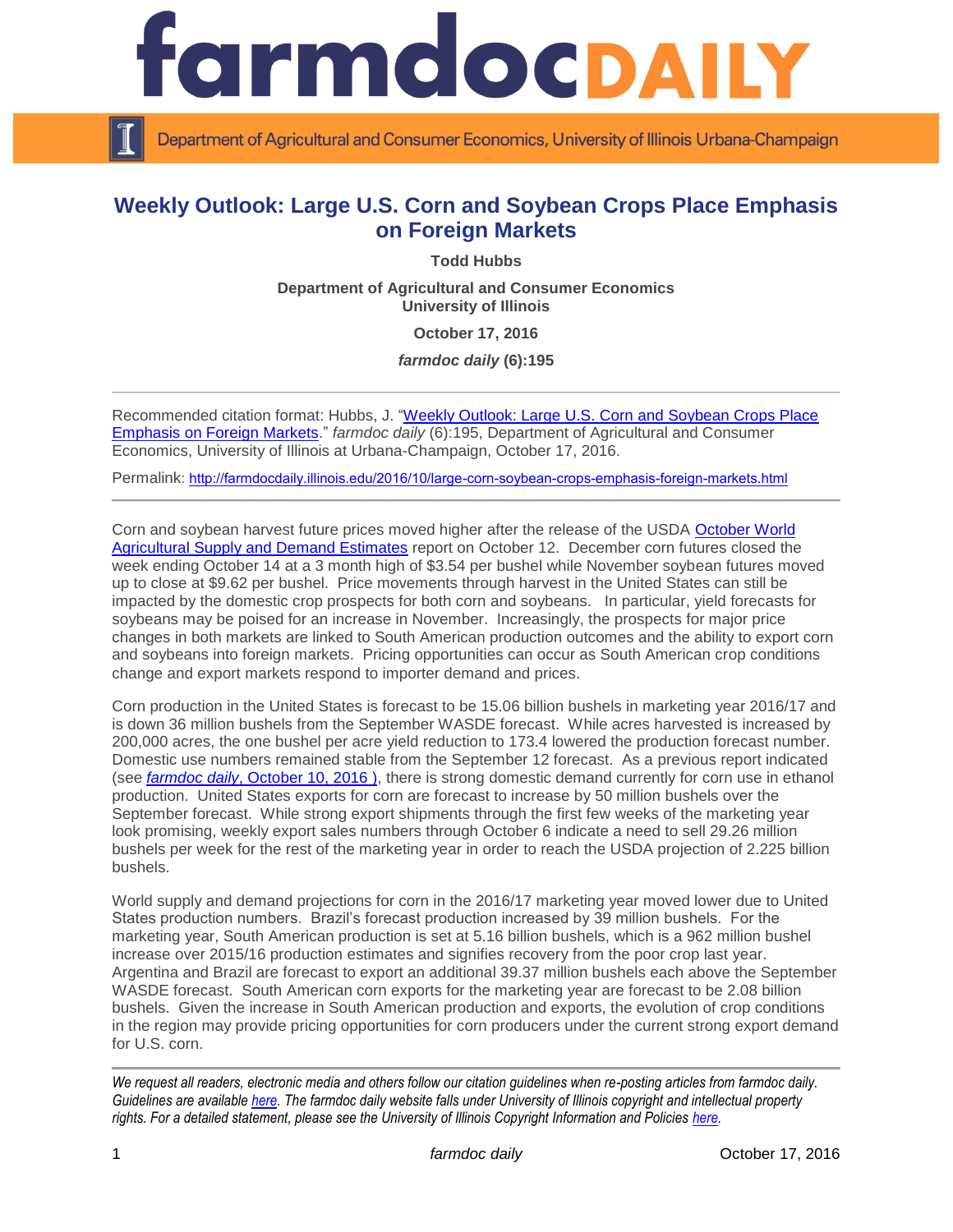# Weekly Outlook: Large U.S. Corn and Soybean Crops Place Emphasis on Foreign Markets

**Todd Hubbs**

**Department of Agricultural and Consumer Economics**
**University of Illinois**

**October 17, 2016**

***farmdoc daily* (6):195**

---

Recommended citation format: Hubbs, J. "Weekly Outlook: Large U.S. Corn and Soybean Crops Place Emphasis on Foreign Markets." *farmdoc daily* (6):195, Department of Agricultural and Consumer Economics, University of Illinois at Urbana-Champaign, October 17, 2016.

Permalink: http://farmdocdaily.illinois.edu/2016/10/large-corn-soybean-crops-emphasis-foreign-markets.html

---

Corn and soybean harvest future prices moved higher after the release of the USDA October World Agricultural Supply and Demand Estimates report on October 12. December corn futures closed the week ending October 14 at a 3 month high of $3.54 per bushel while November soybean futures moved up to close at $9.62 per bushel. Price movements through harvest in the United States can still be impacted by the domestic crop prospects for both corn and soybeans. In particular, yield forecasts for soybeans may be poised for an increase in November. Increasingly, the prospects for major price changes in both markets are linked to South American production outcomes and the ability to export corn and soybeans into foreign markets. Pricing opportunities can occur as South American crop conditions change and export markets respond to importer demand and prices.

Corn production in the United States is forecast to be 15.06 billion bushels in marketing year 2016/17 and is down 36 million bushels from the September WASDE forecast. While acres harvested is increased by 200,000 acres, the one bushel per acre yield reduction to 173.4 lowered the production forecast number. Domestic use numbers remained stable from the September 12 forecast. As a previous report indicated (see *farmdoc daily*, October 10, 2016 ), there is strong domestic demand currently for corn use in ethanol production. United States exports for corn are forecast to increase by 50 million bushels over the September forecast. While strong export shipments through the first few weeks of the marketing year look promising, weekly export sales numbers through October 6 indicate a need to sell 29.26 million bushels per week for the rest of the marketing year in order to reach the USDA projection of 2.225 billion bushels.

World supply and demand projections for corn in the 2016/17 marketing year moved lower due to United States production numbers. Brazil's forecast production increased by 39 million bushels. For the marketing year, South American production is set at 5.16 billion bushels, which is a 962 million bushel increase over 2015/16 production estimates and signifies recovery from the poor crop last year. Argentina and Brazil are forecast to export an additional 39.37 million bushels each above the September WASDE forecast. South American corn exports for the marketing year are forecast to be 2.08 billion bushels. Given the increase in South American production and exports, the evolution of crop conditions in the region may provide pricing opportunities for corn producers under the current strong export demand for U.S. corn.

---

*We request all readers, electronic media and others follow our citation guidelines when re-posting articles from farmdoc daily. Guidelines are available here. The farmdoc daily website falls under University of Illinois copyright and intellectual property rights. For a detailed statement, please see the University of Illinois Copyright Information and Policies here.*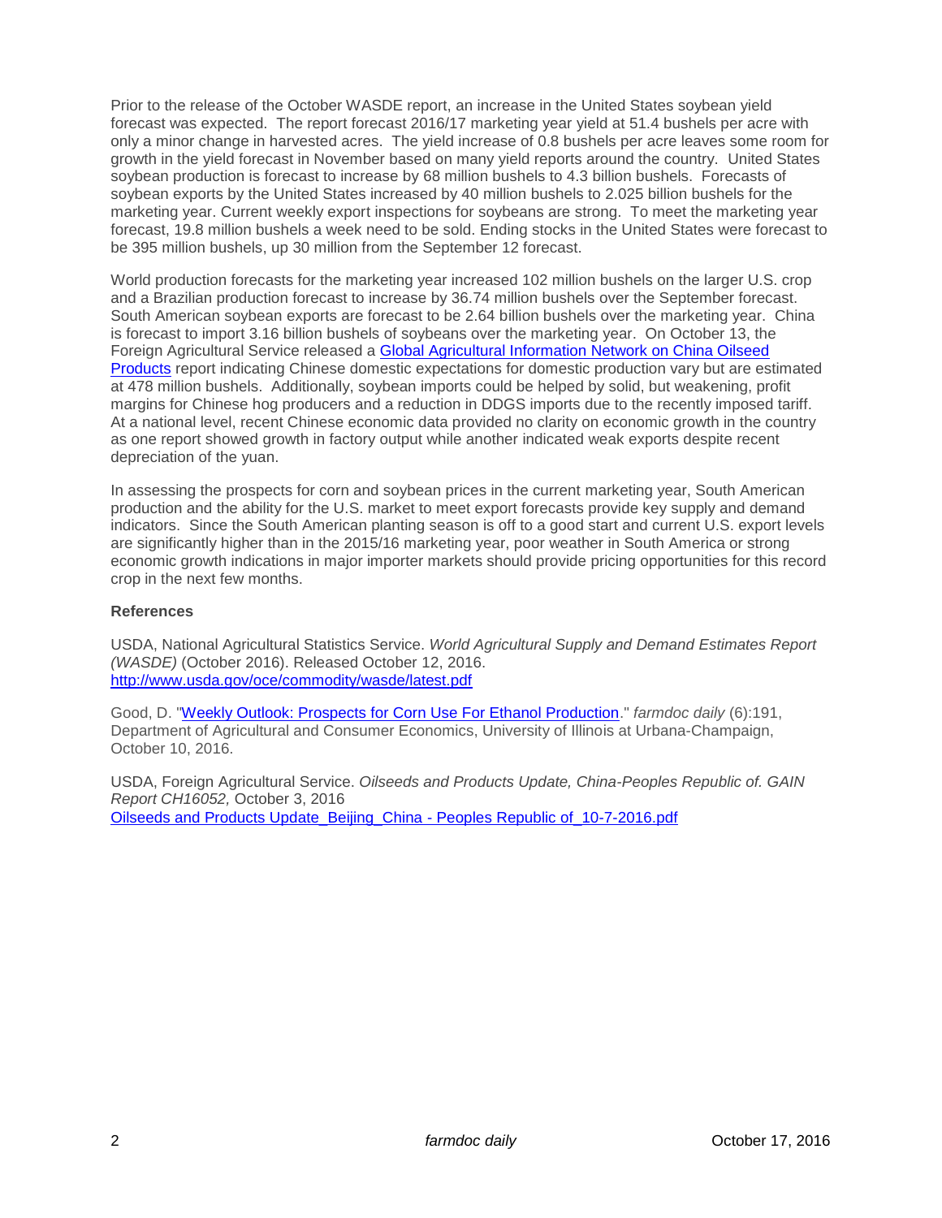Prior to the release of the October WASDE report, an increase in the United States soybean yield forecast was expected. The report forecast 2016/17 marketing year yield at 51.4 bushels per acre with only a minor change in harvested acres. The yield increase of 0.8 bushels per acre leaves some room for growth in the yield forecast in November based on many yield reports around the country. United States soybean production is forecast to increase by 68 million bushels to 4.3 billion bushels. Forecasts of soybean exports by the United States increased by 40 million bushels to 2.025 billion bushels for the marketing year. Current weekly export inspections for soybeans are strong. To meet the marketing year forecast, 19.8 million bushels a week need to be sold. Ending stocks in the United States were forecast to be 395 million bushels, up 30 million from the September 12 forecast.

World production forecasts for the marketing year increased 102 million bushels on the larger U.S. crop and a Brazilian production forecast to increase by 36.74 million bushels over the September forecast. South American soybean exports are forecast to be 2.64 billion bushels over the marketing year. China is forecast to import 3.16 billion bushels of soybeans over the marketing year. On October 13, the Foreign Agricultural Service released a [Global Agricultural Information Network on China Oilseed Products](Oilseeds and Products Update_Beijing_China - Peoples Republic of_10-7-2016.pdf) report indicating Chinese domestic expectations for domestic production vary but are estimated at 478 million bushels. Additionally, soybean imports could be helped by solid, but weakening, profit margins for Chinese hog producers and a reduction in DDGS imports due to the recently imposed tariff. At a national level, recent Chinese economic data provided no clarity on economic growth in the country as one report showed growth in factory output while another indicated weak exports despite recent depreciation of the yuan.

In assessing the prospects for corn and soybean prices in the current marketing year, South American production and the ability for the U.S. market to meet export forecasts provide key supply and demand indicators. Since the South American planting season is off to a good start and current U.S. export levels are significantly higher than in the 2015/16 marketing year, poor weather in South America or strong economic growth indications in major importer markets should provide pricing opportunities for this record crop in the next few months.

**References**

USDA, National Agricultural Statistics Service. *World Agricultural Supply and Demand Estimates Report (WASDE)* (October 2016). Released October 12, 2016.
http://www.usda.gov/oce/commodity/wasde/latest.pdf

Good, D. "Weekly Outlook: Prospects for Corn Use For Ethanol Production." *farmdoc daily* (6):191, Department of Agricultural and Consumer Economics, University of Illinois at Urbana-Champaign, October 10, 2016.

USDA, Foreign Agricultural Service. *Oilseeds and Products Update, China-Peoples Republic of. GAIN Report CH16052,* October 3, 2016
Oilseeds and Products Update_Beijing_China - Peoples Republic of_10-7-2016.pdf